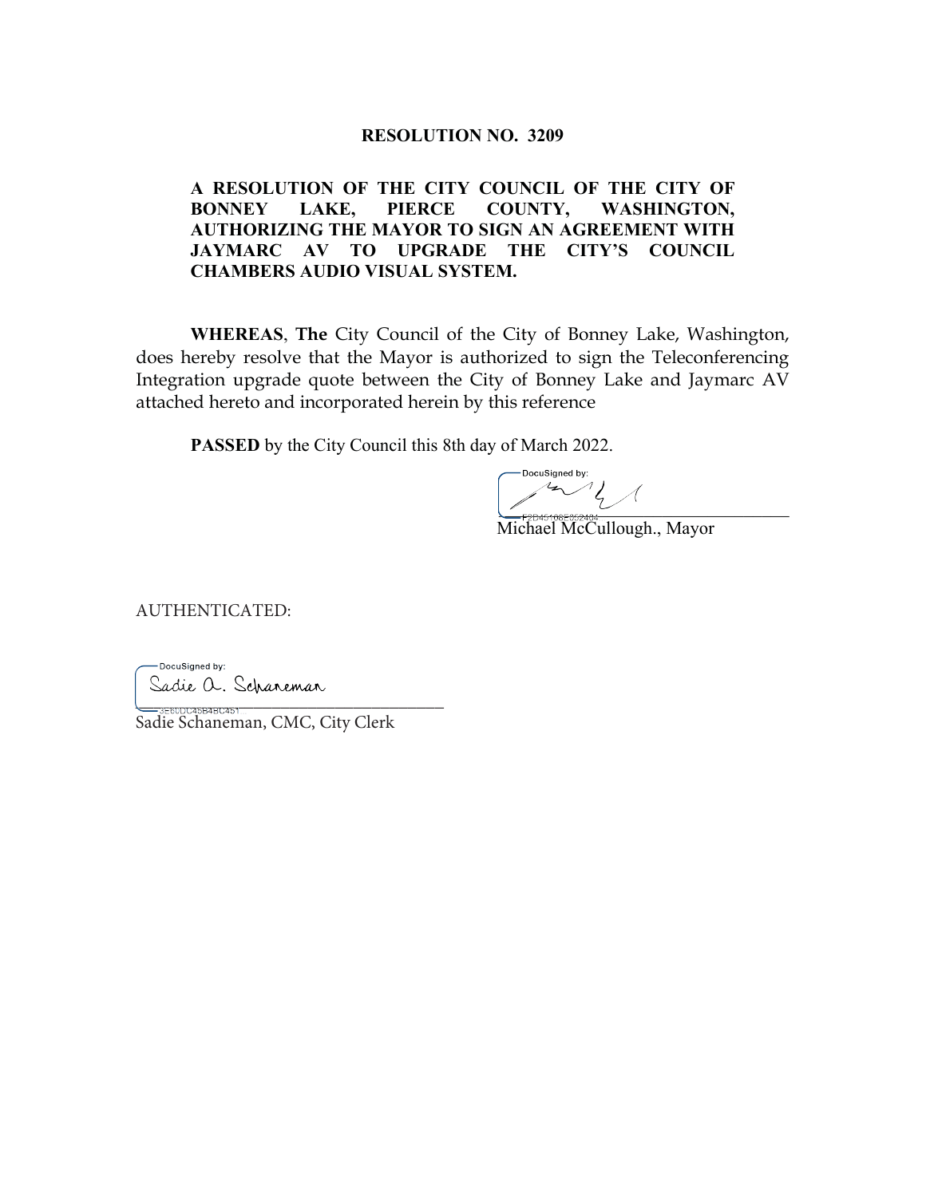# RESOLUTION NO. 3209

**A RESOLUTION OF THE CITY COUNCIL OF THE CITY OF BONNEY LAKE, PIERCE COUNTY, WASHINGTON, AUTHORIZING THE MAYOR TO SIGN AN AGREEMENT WITH JAYMARC AV TO UPGRADE THE CITY'S COUNCIL CHAMBERS AUDIO VISUAL SYSTEM.**

**WHEREAS**, **The** City Council of the City of Bonney Lake, Washington, does hereby resolve that the Mayor is authorized to sign the Teleconferencing Integration upgrade quote between the City of Bonney Lake and Jaymarc AV attached hereto and incorporated herein by this reference

**PASSED** by the City Council this 8th day of March 2022.

DocuSigned by:

F2D45168E852404

Michael McCullough., Mayor

AUTHENTICATED:

DocuSigned by:

Sadie A. Schaneman

3E6DDC45B4BC451

Sadie Schaneman, CMC, City Clerk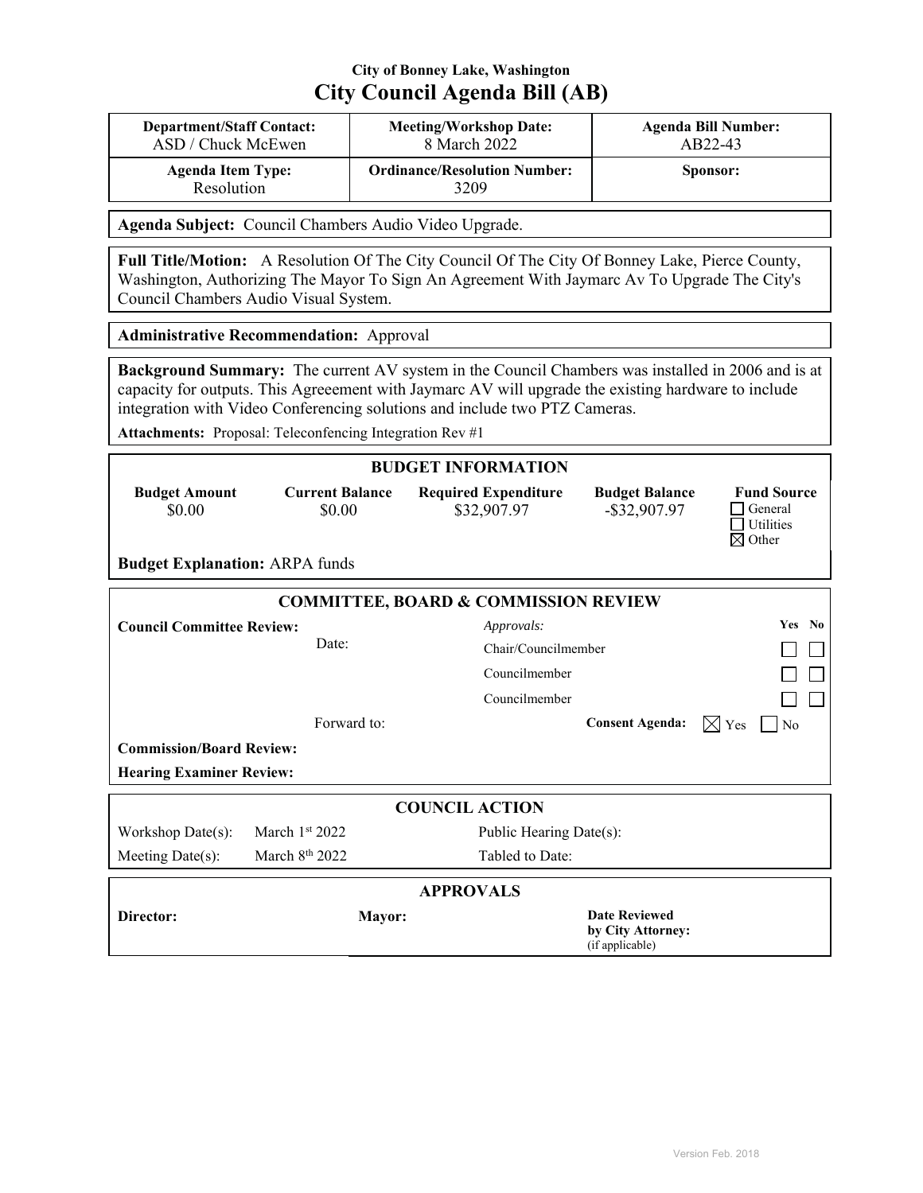City of Bonney Lake, Washington

# City Council Agenda Bill (AB)

| Department/Staff Contact: | Meeting/Workshop Date: | Agenda Bill Number: |
|---|---|---|
| ASD / Chuck McEwen | 8 March 2022 | AB22-43 |
| **Agenda Item Type:** | **Ordinance/Resolution Number:** | **Sponsor:** |
| Resolution | 3209 | |

**Agenda Subject:** Council Chambers Audio Video Upgrade.

**Full Title/Motion:** A Resolution Of The City Council Of The City Of Bonney Lake, Pierce County, Washington, Authorizing The Mayor To Sign An Agreement With Jaymarc Av To Upgrade The City's Council Chambers Audio Visual System.

**Administrative Recommendation:** Approval

**Background Summary:** The current AV system in the Council Chambers was installed in 2006 and is at capacity for outputs. This Agreeement with Jaymarc AV will upgrade the existing hardware to include integration with Video Conferencing solutions and include two PTZ Cameras.

**Attachments:** Proposal: Teleconfencing Integration Rev #1

## BUDGET INFORMATION

| Budget Amount | Current Balance | Required Expenditure | Budget Balance | Fund Source |
|---|---|---|---|---|
| $0.00 | $0.00 | $32,907.97 | -$32,907.97 | ☐ General<br>☐ Utilities<br>☒ Other |

**Budget Explanation:** ARPA funds

## COMMITTEE, BOARD & COMMISSION REVIEW

**Council Committee Review:**

Date:

| *Approvals:* | Yes | No |
|---|---|---|
| Chair/Councilmember | ☐ | ☐ |
| Councilmember | ☐ | ☐ |
| Councilmember | ☐ | ☐ |

Forward to:

**Consent Agenda:** ☒ Yes ☐ No

**Commission/Board Review:**

**Hearing Examiner Review:**

## COUNCIL ACTION

| | | |
|---|---|---|
| Workshop Date(s): | March 1st 2022 | Public Hearing Date(s): |
| Meeting Date(s): | March 8th 2022 | Tabled to Date: |

## APPROVALS

| Director: | Mayor: | Date Reviewed by City Attorney: (if applicable) |
|---|---|---|
| | | |

Version Feb. 2018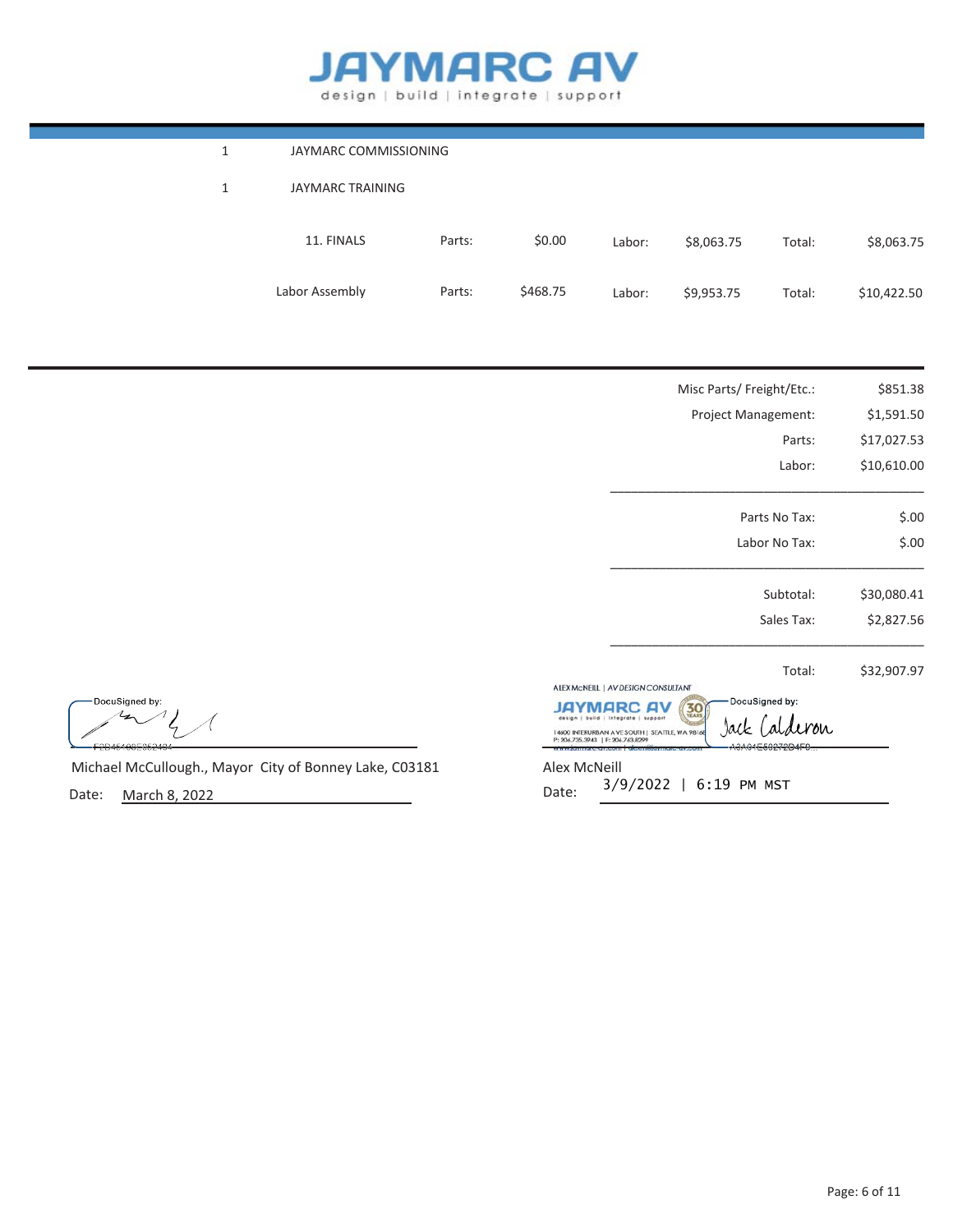# JAYMARC AV

design | build | integrate | support

| | | | | | | | |
|---|---|---|---|---|---|---|---|
| 1 | JAYMARC COMMISSIONING | | | | | | |
| 1 | JAYMARC TRAINING | | | | | | |
| | 11. FINALS | Parts: | $0.00 | Labor: | $8,063.75 | Total: | $8,063.75 |
| | Labor Assembly | Parts: | $468.75 | Labor: | $9,953.75 | Total: | $10,422.50 |

| | |
|---|---|
| Misc Parts/ Freight/Etc.: | $851.38 |
| Project Management: | $1,591.50 |
| Parts: | $17,027.53 |
| Labor: | $10,610.00 |
| Parts No Tax: | $.00 |
| Labor No Tax: | $.00 |
| Subtotal: | $30,080.41 |
| Sales Tax: | $2,827.56 |
| Total: | $32,907.97 |

DocuSigned by:

F2B45408E252434...

Michael McCullough., Mayor City of Bonney Lake, C03181

Date: March 8, 2022

ALEX McNEILL | AV DESIGN CONSULTANT

JAYMARC AV 30 YEARS

14600 INTERURBAN AVE SOUTH | SEATTLE, WA 9816...

P: 206.735.3943 | F: 206.763.8299

DocuSigned by:

Jack Calderon

A3A04E58272B4F0...

Alex McNeill

Date: 3/9/2022 | 6:19 PM MST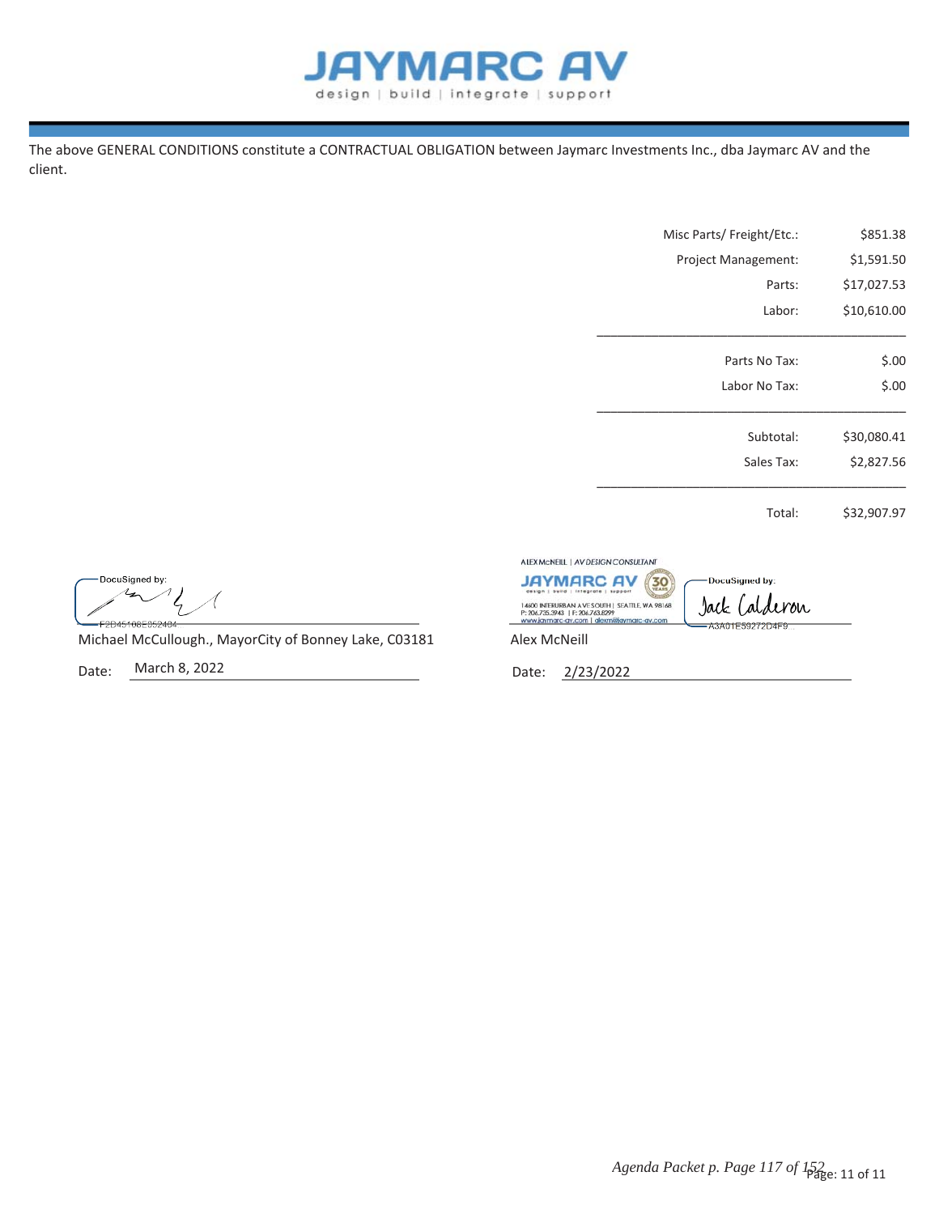# JAYMARC AV

design | build | integrate | support

The above GENERAL CONDITIONS constitute a CONTRACTUAL OBLIGATION between Jaymarc Investments Inc., dba Jaymarc AV and the client.

| | |
|---|---|
| Misc Parts/ Freight/Etc.: | $851.38 |
| Project Management: | $1,591.50 |
| Parts: | $17,027.53 |
| Labor: | $10,610.00 |
| Parts No Tax: | $.00 |
| Labor No Tax: | $.00 |
| Subtotal: | $30,080.41 |
| Sales Tax: | $2,827.56 |
| Total: | $32,907.97 |

DocuSigned by:

F2D45108E052404

Michael McCullough., MayorCity of Bonney Lake, C03181

Date: March 8, 2022

ALEX McNEILL | AV DESIGN CONSULTANT

JAYMARC AV 30 YEARS

design | build | integrate | support

14600 INTERURBAN AVE SOUTH | SEATTLE, WA 98168
P: 206.735.3943 | F: 206.763.8299
www.jaymarc-av.com | alexm@jaymarc-av.com

DocuSigned by:

Jack Calderon

A3A01E59272D4F9...

Alex McNeill

Date: 2/23/2022